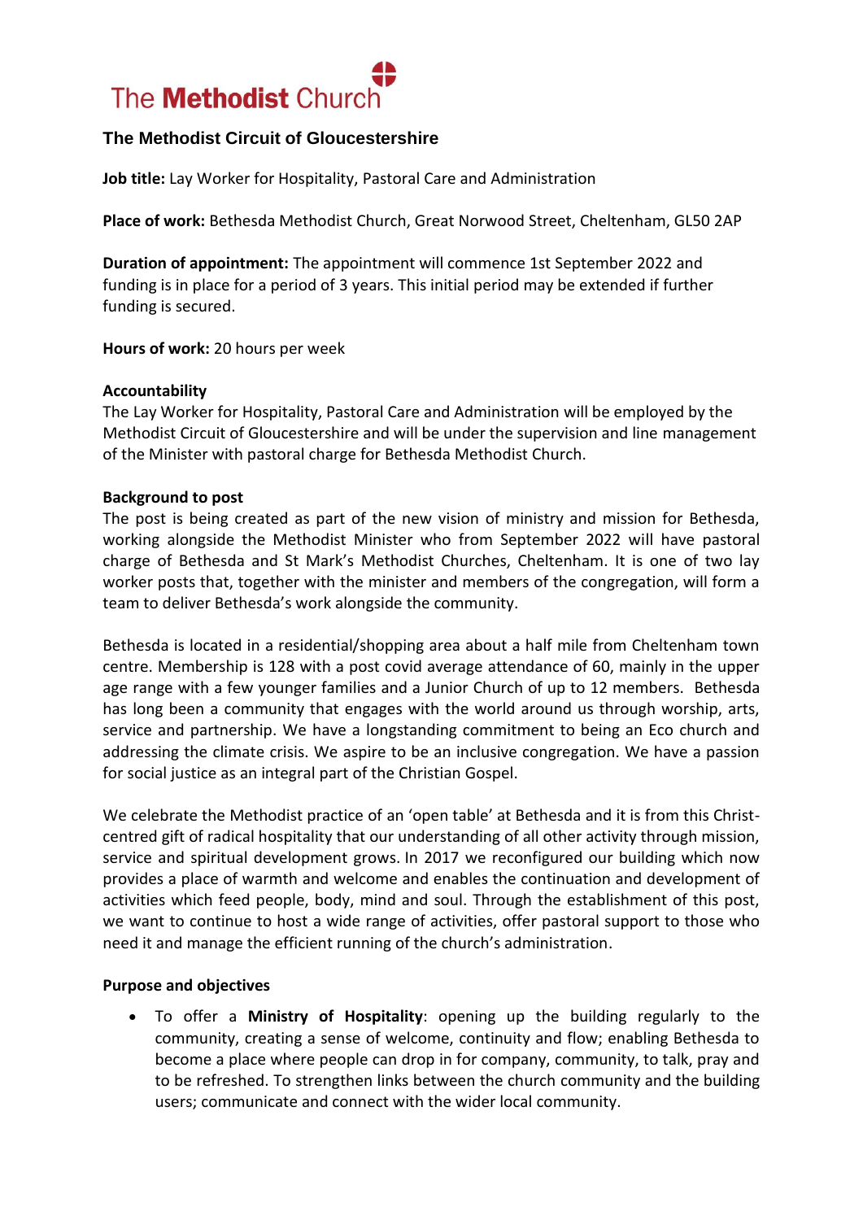The Methodist Church

## The Methodist Circuit of Gloucestershire

**Job title:** Lay Worker for Hospitality, Pastoral Care and Administration

**Place of work:** Bethesda Methodist Church, Great Norwood Street, Cheltenham, GL50 2AP

**Duration of appointment:** The appointment will commence 1st September 2022 and funding is in place for a period of 3 years. This initial period may be extended if further funding is secured.

**Hours of work:** 20 hours per week

**Accountability**

The Lay Worker for Hospitality, Pastoral Care and Administration will be employed by the Methodist Circuit of Gloucestershire and will be under the supervision and line management of the Minister with pastoral charge for Bethesda Methodist Church.

**Background to post**

The post is being created as part of the new vision of ministry and mission for Bethesda, working alongside the Methodist Minister who from September 2022 will have pastoral charge of Bethesda and St Mark's Methodist Churches, Cheltenham. It is one of two lay worker posts that, together with the minister and members of the congregation, will form a team to deliver Bethesda's work alongside the community.

Bethesda is located in a residential/shopping area about a half mile from Cheltenham town centre. Membership is 128 with a post covid average attendance of 60, mainly in the upper age range with a few younger families and a Junior Church of up to 12 members. Bethesda has long been a community that engages with the world around us through worship, arts, service and partnership. We have a longstanding commitment to being an Eco church and addressing the climate crisis. We aspire to be an inclusive congregation. We have a passion for social justice as an integral part of the Christian Gospel.

We celebrate the Methodist practice of an 'open table' at Bethesda and it is from this Christ-centred gift of radical hospitality that our understanding of all other activity through mission, service and spiritual development grows. In 2017 we reconfigured our building which now provides a place of warmth and welcome and enables the continuation and development of activities which feed people, body, mind and soul. Through the establishment of this post, we want to continue to host a wide range of activities, offer pastoral support to those who need it and manage the efficient running of the church's administration.

**Purpose and objectives**

- To offer a **Ministry of Hospitality**: opening up the building regularly to the community, creating a sense of welcome, continuity and flow; enabling Bethesda to become a place where people can drop in for company, community, to talk, pray and to be refreshed. To strengthen links between the church community and the building users; communicate and connect with the wider local community.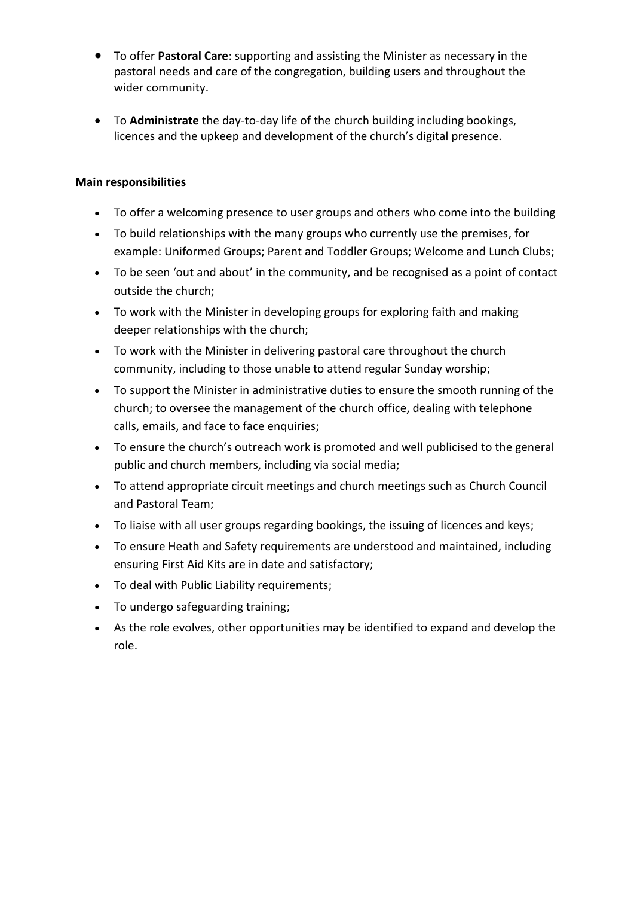- To offer **Pastoral Care**: supporting and assisting the Minister as necessary in the pastoral needs and care of the congregation, building users and throughout the wider community.

- To **Administrate** the day-to-day life of the church building including bookings, licences and the upkeep and development of the church's digital presence.

**Main responsibilities**

- To offer a welcoming presence to user groups and others who come into the building
- To build relationships with the many groups who currently use the premises, for example: Uniformed Groups; Parent and Toddler Groups; Welcome and Lunch Clubs;
- To be seen 'out and about' in the community, and be recognised as a point of contact outside the church;
- To work with the Minister in developing groups for exploring faith and making deeper relationships with the church;
- To work with the Minister in delivering pastoral care throughout the church community, including to those unable to attend regular Sunday worship;
- To support the Minister in administrative duties to ensure the smooth running of the church; to oversee the management of the church office, dealing with telephone calls, emails, and face to face enquiries;
- To ensure the church's outreach work is promoted and well publicised to the general public and church members, including via social media;
- To attend appropriate circuit meetings and church meetings such as Church Council and Pastoral Team;
- To liaise with all user groups regarding bookings, the issuing of licences and keys;
- To ensure Heath and Safety requirements are understood and maintained, including ensuring First Aid Kits are in date and satisfactory;
- To deal with Public Liability requirements;
- To undergo safeguarding training;
- As the role evolves, other opportunities may be identified to expand and develop the role.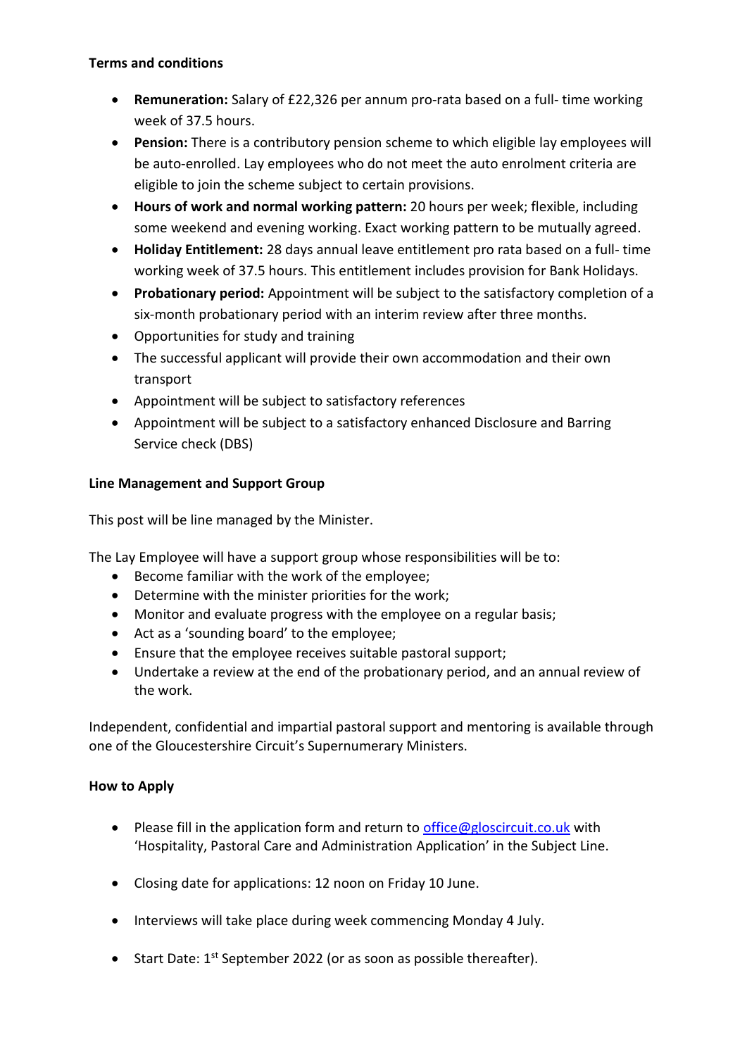**Terms and conditions**

- **Remuneration:** Salary of £22,326 per annum pro-rata based on a full- time working week of 37.5 hours.
- **Pension:** There is a contributory pension scheme to which eligible lay employees will be auto-enrolled. Lay employees who do not meet the auto enrolment criteria are eligible to join the scheme subject to certain provisions.
- **Hours of work and normal working pattern:** 20 hours per week; flexible, including some weekend and evening working. Exact working pattern to be mutually agreed.
- **Holiday Entitlement:** 28 days annual leave entitlement pro rata based on a full- time working week of 37.5 hours. This entitlement includes provision for Bank Holidays.
- **Probationary period:** Appointment will be subject to the satisfactory completion of a six-month probationary period with an interim review after three months.
- Opportunities for study and training
- The successful applicant will provide their own accommodation and their own transport
- Appointment will be subject to satisfactory references
- Appointment will be subject to a satisfactory enhanced Disclosure and Barring Service check (DBS)

**Line Management and Support Group**

This post will be line managed by the Minister.

The Lay Employee will have a support group whose responsibilities will be to:

- Become familiar with the work of the employee;
- Determine with the minister priorities for the work;
- Monitor and evaluate progress with the employee on a regular basis;
- Act as a 'sounding board' to the employee;
- Ensure that the employee receives suitable pastoral support;
- Undertake a review at the end of the probationary period, and an annual review of the work.

Independent, confidential and impartial pastoral support and mentoring is available through one of the Gloucestershire Circuit's Supernumerary Ministers.

**How to Apply**

- Please fill in the application form and return to office@gloscircuit.co.uk with 'Hospitality, Pastoral Care and Administration Application' in the Subject Line.
- Closing date for applications: 12 noon on Friday 10 June.
- Interviews will take place during week commencing Monday 4 July.
- Start Date: 1st September 2022 (or as soon as possible thereafter).